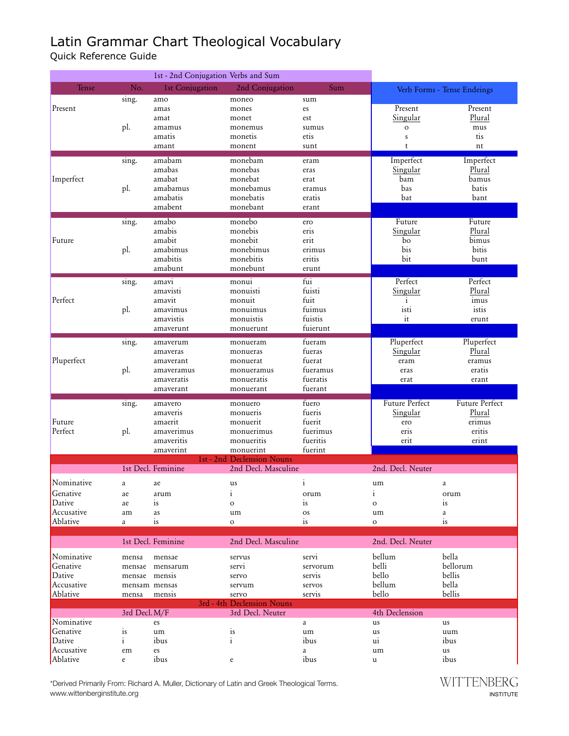# Latin Grammar Chart Theological Vocabulary

## Quick Reference Guide

### 1st - 2nd Conjugation Verbs and Sum

| Tense | No. | 1st Conjugation | 2nd Conjugation | Sum |
|---|---|---|---|---|
| Present | sing. | amo | moneo | sum |
| | | amas | mones | es |
| | | amat | monet | est |
| | pl. | amamus | monemus | sumus |
| | | amatis | monetis | etis |
| | | amant | monent | sunt |
| Imperfect | sing. | amabam | monebam | eram |
| | | amabas | monebas | eras |
| | | amabat | monebat | erat |
| | pl. | amabamus | monebamus | eramus |
| | | amabatis | monebatis | eratis |
| | | amabent | monebant | erant |
| Future | sing. | amabo | monebo | ero |
| | | amabis | monebis | eris |
| | | amabit | monebit | erit |
| | pl. | amabimus | monebimus | erimus |
| | | amabitis | monebitis | eritis |
| | | amabunt | monebunt | erunt |
| Perfect | sing. | amavi | monui | fui |
| | | amavisti | monuisti | fuisti |
| | | amavit | monuit | fuit |
| | pl. | amavimus | monuimus | fuimus |
| | | amavistis | monuistis | fuistis |
| | | amaverunt | monuerunt | fuierunt |
| Pluperfect | sing. | amaverum | monueram | fueram |
| | | amaveras | monueras | fueras |
| | | amaverant | monuerat | fuerat |
| | pl. | amaveramus | monueramus | fueramus |
| | | amaveratis | monueratis | fueratis |
| | | amaverant | monuerant | fuerant |
| Future Perfect | sing. | amavero | monuero | fuero |
| | | amaveris | monueris | fueris |
| | | amaerit | monuerit | fuerit |
| | pl. | amaverimus | monuerimus | fuerimus |
| | | amaveritis | monueritis | fueritis |
| | | amaverint | monuerint | fuerint |

### Verb Forms - Tense Endeings

| Present Singular | Present Plural |
|---|---|
| o | mus |
| s | tis |
| t | nt |

| Imperfect Singular | Imperfect Plural |
|---|---|
| bam | bamus |
| bas | batis |
| bat | bant |

| Future Singular | Future Plural |
|---|---|
| bo | bimus |
| bis | bitis |
| bit | bunt |

| Perfect Singular | Perfect Plural |
|---|---|
| i | imus |
| isti | istis |
| it | erunt |

| Pluperfect Singular | Pluperfect Plural |
|---|---|
| eram | eramus |
| eras | eratis |
| erat | erant |

| Future Perfect Singular | Future Perfect Plural |
|---|---|
| ero | erimus |
| eris | eritis |
| erit | erint |

### 1st - 2nd Declension Nouns

| | 1st Decl. Feminine | | 2nd Decl. Masculine | | 2nd. Decl. Neuter | |
|---|---|---|---|---|---|---|
| Nominative | a | ae | us | i | um | a |
| Genative | ae | arum | i | orum | i | orum |
| Dative | ae | is | o | is | o | is |
| Accusative | am | as | um | os | um | a |
| Ablative | a | is | o | is | o | is |

| | 1st Decl. Feminine | | 2nd Decl. Masculine | | 2nd. Decl. Neuter | |
|---|---|---|---|---|---|---|
| Nominative | mensa | mensae | servus | servi | bellum | bella |
| Genative | mensae | mensarum | servi | servorum | belli | bellorum |
| Dative | mensae | mensis | servo | servis | bello | bellis |
| Accusative | mensam | mensas | servum | servos | bellum | bella |
| Ablative | mensa | mensis | servo | servis | bello | bellis |

### 3rd - 4th Declension Nouns

| | 3rd Decl. M/F | | 3rd Decl. Neuter | | 4th Declension | |
|---|---|---|---|---|---|---|
| Nominative | | es | | a | us | us |
| Genative | is | um | is | um | us | uum |
| Dative | i | ibus | i | ibus | ui | ibus |
| Accusative | em | es | | a | um | us |
| Ablative | e | ibus | e | ibus | u | ibus |

*Derived Primarily From: Richard A. Muller, Dictionary of Latin and Greek Theological Terms.
www.wittenberginstitute.org

WITTENBERG INSTITUTE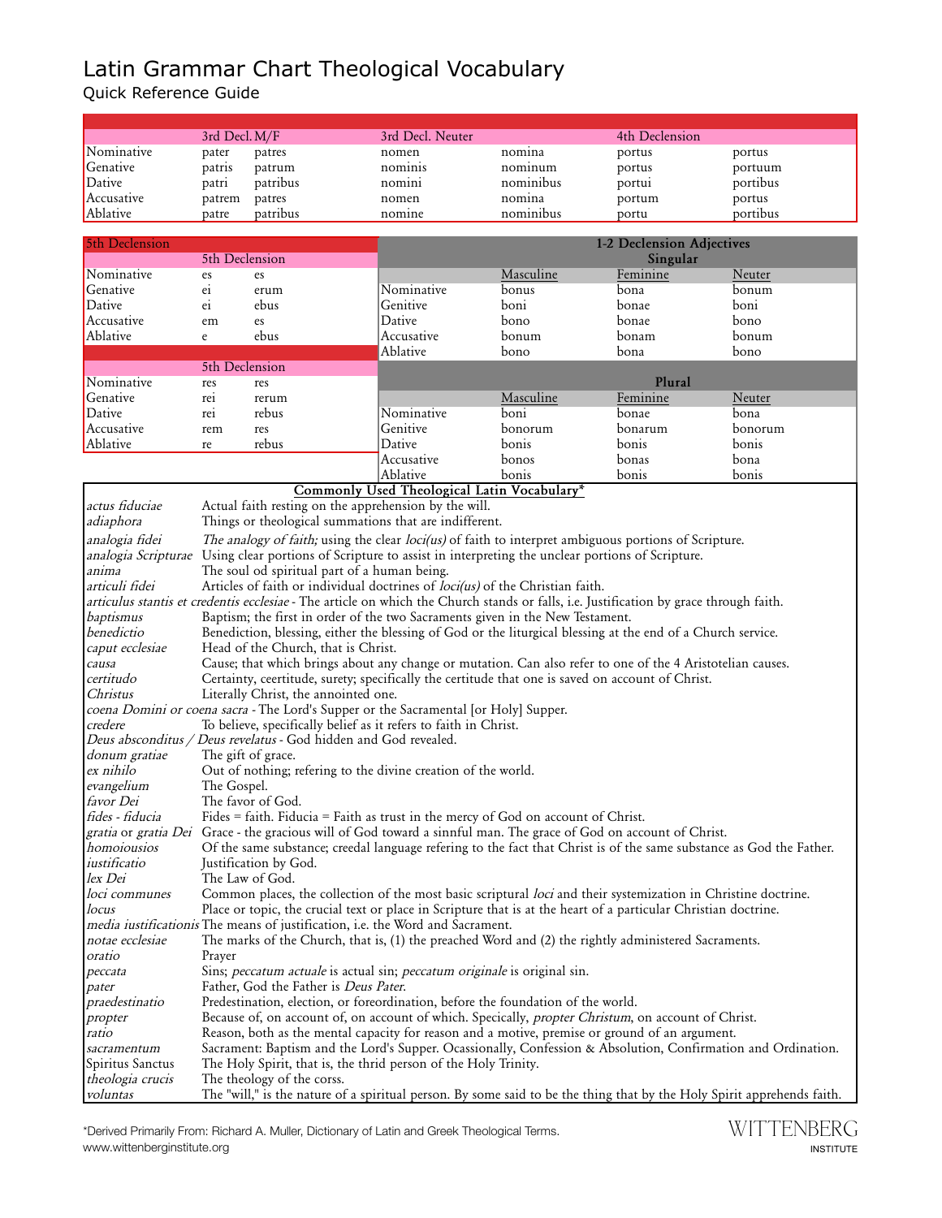# Latin Grammar Chart Theological Vocabulary

Quick Reference Guide

| | 3rd Decl. M/F | | 3rd Decl. Neuter | | 4th Declension | |
|---|---|---|---|---|---|---|
| Nominative | pater | patres | nomen | nomina | portus | portus |
| Genative | patris | patrum | nominis | nominum | portus | portuum |
| Dative | patri | patribus | nomini | nominibus | portui | portibus |
| Accusative | patrem | patres | nomen | nomina | portum | portus |
| Ablative | patre | patribus | nomine | nominibus | portu | portibus |

**5th Declension**

| | 5th Declension | |
|---|---|---|
| Nominative | es | es |
| Genative | ei | erum |
| Dative | ei | ebus |
| Accusative | em | es |
| Ablative | e | ebus |

| | 5th Declension | |
|---|---|---|
| Nominative | res | res |
| Genative | rei | rerum |
| Dative | rei | rebus |
| Accusative | rem | res |
| Ablative | re | rebus |

**1-2 Declension Adjectives**

| Singular | Masculine | Feminine | Neuter |
|---|---|---|---|
| Nominative | bonus | bona | bonum |
| Genitive | boni | bonae | boni |
| Dative | bono | bonae | bono |
| Accusative | bonum | bonam | bonum |
| Ablative | bono | bona | bono |

| Plural | Masculine | Feminine | Neuter |
|---|---|---|---|
| Nominative | boni | bonae | bona |
| Genitive | bonorum | bonarum | bonorum |
| Dative | bonis | bonis | bonis |
| Accusative | bonos | bonas | bona |
| Ablative | bonis | bonis | bonis |

## Commonly Used Theological Latin Vocabulary*

| | |
|---|---|
| *actus fiduciae* | Actual faith resting on the apprehension by the will. |
| *adiaphora* | Things or theological summations that are indifferent. |
| *analogia fidei* | *The analogy of faith;* using the clear *loci(us)* of faith to interpret ambiguous portions of Scripture. |
| *analogia Scripturae* | Using clear portions of Scripture to assist in interpreting the unclear portions of Scripture. |
| *anima* | The soul od spiritual part of a human being. |
| *articuli fidei* | Articles of faith or individual doctrines of *loci(us)* of the Christian faith. |
| *articulus stantis et credentis ecclesiae* | The article on which the Church stands or falls, i.e. Justification by grace through faith. |
| *baptismus* | Baptism; the first in order of the two Sacraments given in the New Testament. |
| *benedictio* | Benediction, blessing, either the blessing of God or the liturgical blessing at the end of a Church service. |
| *caput ecclesiae* | Head of the Church, that is Christ. |
| *causa* | Cause; that which brings about any change or mutation. Can also refer to one of the 4 Aristotelian causes. |
| *certitudo* | Certainty, ceertitude, surety; specifically the certitude that one is saved on account of Christ. |
| *Christus* | Literally Christ, the annointed one. |
| *coena Domini or coena sacra* | The Lord's Supper or the Sacramental [or Holy] Supper. |
| *credere* | To believe, specifically belief as it refers to faith in Christ. |
| *Deus absconditus / Deus revelatus* | God hidden and God revealed. |
| *donum gratiae* | The gift of grace. |
| *ex nihilo* | Out of nothing; refering to the divine creation of the world. |
| *evangelium* | The Gospel. |
| *favor Dei* | The favor of God. |
| *fides - fiducia* | Fides = faith. Fiducia = Faith as trust in the mercy of God on account of Christ. |
| *gratia* or *gratia Dei* | Grace - the gracious will of God toward a sinnful man. The grace of God on account of Christ. |
| *homoiousios* | Of the same substance; creedal language refering to the fact that Christ is of the same substance as God the Father. |
| *iustificatio* | Justification by God. |
| *lex Dei* | The Law of God. |
| *loci communes* | Common places, the collection of the most basic scriptural *loci* and their systemization in Christine doctrine. |
| *locus* | Place or topic, the crucial text or place in Scripture that is at the heart of a particular Christian doctrine. |
| *media iustificationis* | The means of justification, i.e. the Word and Sacrament. |
| *notae ecclesiae* | The marks of the Church, that is, (1) the preached Word and (2) the rightly administered Sacraments. |
| *oratio* | Prayer |
| *peccata* | Sins; *peccatum actuale* is actual sin; *peccatum originale* is original sin. |
| *pater* | Father, God the Father is *Deus Pater*. |
| *praedestinatio* | Predestination, election, or foreordination, before the foundation of the world. |
| *propter* | Because of, on account of, on account of which. Specifically, *propter Christum*, on account of Christ. |
| *ratio* | Reason, both as the mental capacity for reason and a motive, premise or ground of an argument. |
| *sacramentum* | Sacrament: Baptism and the Lord's Supper. Ocassionally, Confession & Absolution, Confirmation and Ordination. |
| Spiritus Sanctus | The Holy Spirit, that is, the thrid person of the Holy Trinity. |
| *theologia crucis* | The theology of the corss. |
| *voluntas* | The "will," is the nature of a spiritual person. By some said to be the thing that by the Holy Spirit apprehends faith. |

*Derived Primarily From: Richard A. Muller, Dictionary of Latin and Greek Theological Terms.
www.wittenberginstitute.org

WITTENBERG INSTITUTE